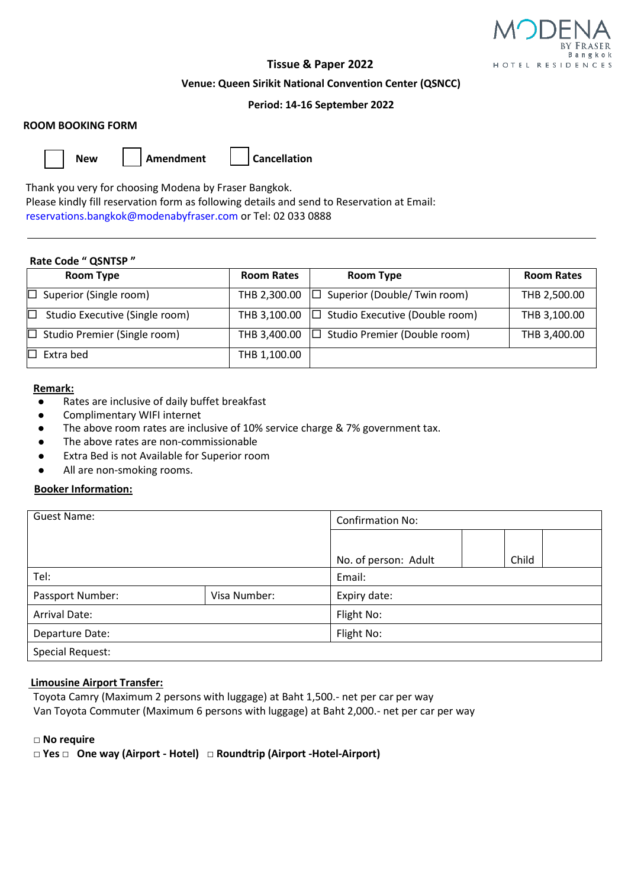MODENA BY FRASER Bangkok HOTEL RESIDENCES

**Tissue & Paper 2022**

**Venue: Queen Sirikit National Convention Center (QSNCC)**

**Period: 14-16 September 2022**

**ROOM BOOKING FORM**

☐ **New** ☐ **Amendment** ☐ **Cancellation**

Thank you very for choosing Modena by Fraser Bangkok.
Please kindly fill reservation form as following details and send to Reservation at Email: reservations.bangkok@modenabyfraser.com or Tel: 02 033 0888

---

**Rate Code " QSNTSP "**

| Room Type | Room Rates | Room Type | Room Rates |
|---|---|---|---|
| ☐ Superior (Single room) | THB 2,300.00 | ☐ Superior (Double/ Twin room) | THB 2,500.00 |
| ☐ Studio Executive (Single room) | THB 3,100.00 | ☐ Studio Executive (Double room) | THB 3,100.00 |
| ☐ Studio Premier (Single room) | THB 3,400.00 | ☐ Studio Premier (Double room) | THB 3,400.00 |
| ☐ Extra bed | THB 1,100.00 | | |

**Remark:**

- Rates are inclusive of daily buffet breakfast
- Complimentary WIFI internet
- The above room rates are inclusive of 10% service charge & 7% government tax.
- The above rates are non-commissionable
- Extra Bed is not Available for Superior room
- All are non-smoking rooms.

**Booker Information:**

| Guest Name: | | Confirmation No: | | | |
|---|---|---|---|---|---|
| | | No. of person: Adult | | Child | |
| Tel: | | Email: | | | |
| Passport Number: | Visa Number: | Expiry date: | | | |
| Arrival Date: | | Flight No: | | | |
| Departure Date: | | Flight No: | | | |
| Special Request: | | | | | |

**Limousine Airport Transfer:**

Toyota Camry (Maximum 2 persons with luggage) at Baht 1,500.- net per car per way
Van Toyota Commuter (Maximum 6 persons with luggage) at Baht 2,000.- net per car per way

□ **No require**

□ **Yes** □ **One way (Airport - Hotel)** □ **Roundtrip (Airport -Hotel-Airport)**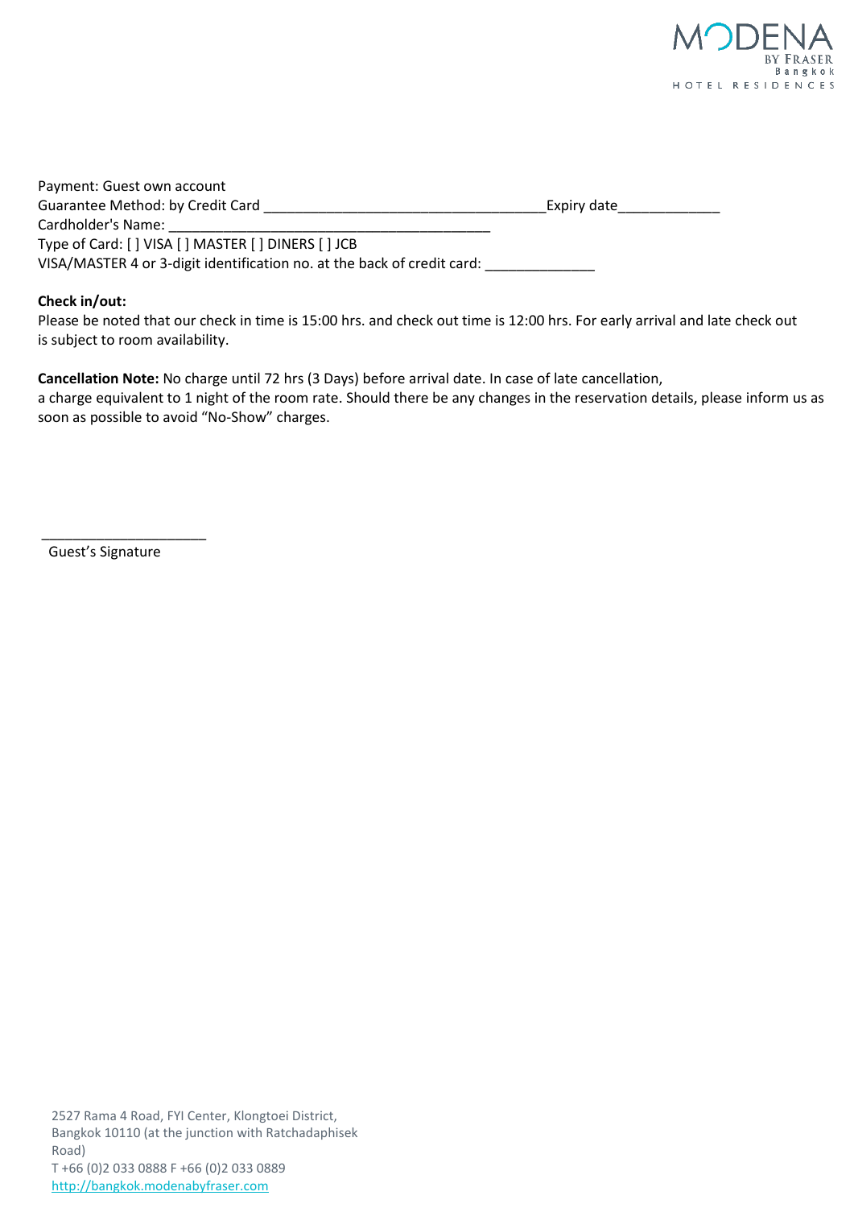Payment: Guest own account
Guarantee Method: by Credit Card ___________________________________Expiry date____________
Cardholder's Name: ________________________________________
Type of Card: [ ] VISA [ ] MASTER [ ] DINERS [ ] JCB
VISA/MASTER 4 or 3-digit identification no. at the back of credit card: _____________

**Check in/out:**
Please be noted that our check in time is 15:00 hrs. and check out time is 12:00 hrs. For early arrival and late check out is subject to room availability.

**Cancellation Note:** No charge until 72 hrs (3 Days) before arrival date. In case of late cancellation, a charge equivalent to 1 night of the room rate. Should there be any changes in the reservation details, please inform us as soon as possible to avoid "No-Show" charges.

____________________
Guest's Signature

2527 Rama 4 Road, FYI Center, Klongtoei District, Bangkok 10110 (at the junction with Ratchadaphisek Road)
T +66 (0)2 033 0888 F +66 (0)2 033 0889
http://bangkok.modenabyfraser.com